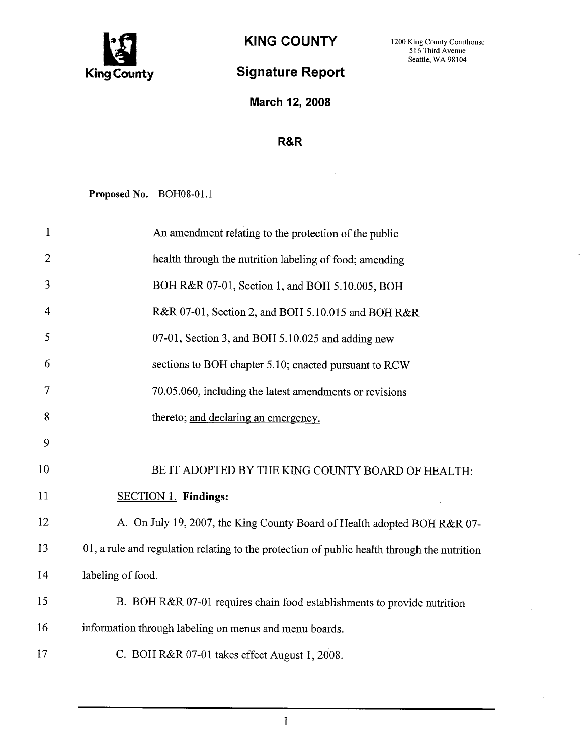# KING COUNTY

1200 King County Courthouse
516 Third Avenue
Seattle, WA 98104

King County

## Signature Report

**March 12, 2008**

**R&R**

**Proposed No.** BOH08-01.1

1 An amendment relating to the protection of the public
2 health through the nutrition labeling of food; amending
3 BOH R&R 07-01, Section 1, and BOH 5.10.005, BOH
4 R&R 07-01, Section 2, and BOH 5.10.015 and BOH R&R
5 07-01, Section 3, and BOH 5.10.025 and adding new
6 sections to BOH chapter 5.10; enacted pursuant to RCW
7 70.05.060, including the latest amendments or revisions
8 thereto; <u>and declaring an emergency.</u>
9
10 BE IT ADOPTED BY THE KING COUNTY BOARD OF HEALTH:
11 <u>SECTION 1.</u> **Findings:**
12 A. On July 19, 2007, the King County Board of Health adopted BOH R&R 07-
13 01, a rule and regulation relating to the protection of public health through the nutrition
14 labeling of food.
15 B. BOH R&R 07-01 requires chain food establishments to provide nutrition
16 information through labeling on menus and menu boards.
17 C. BOH R&R 07-01 takes effect August 1, 2008.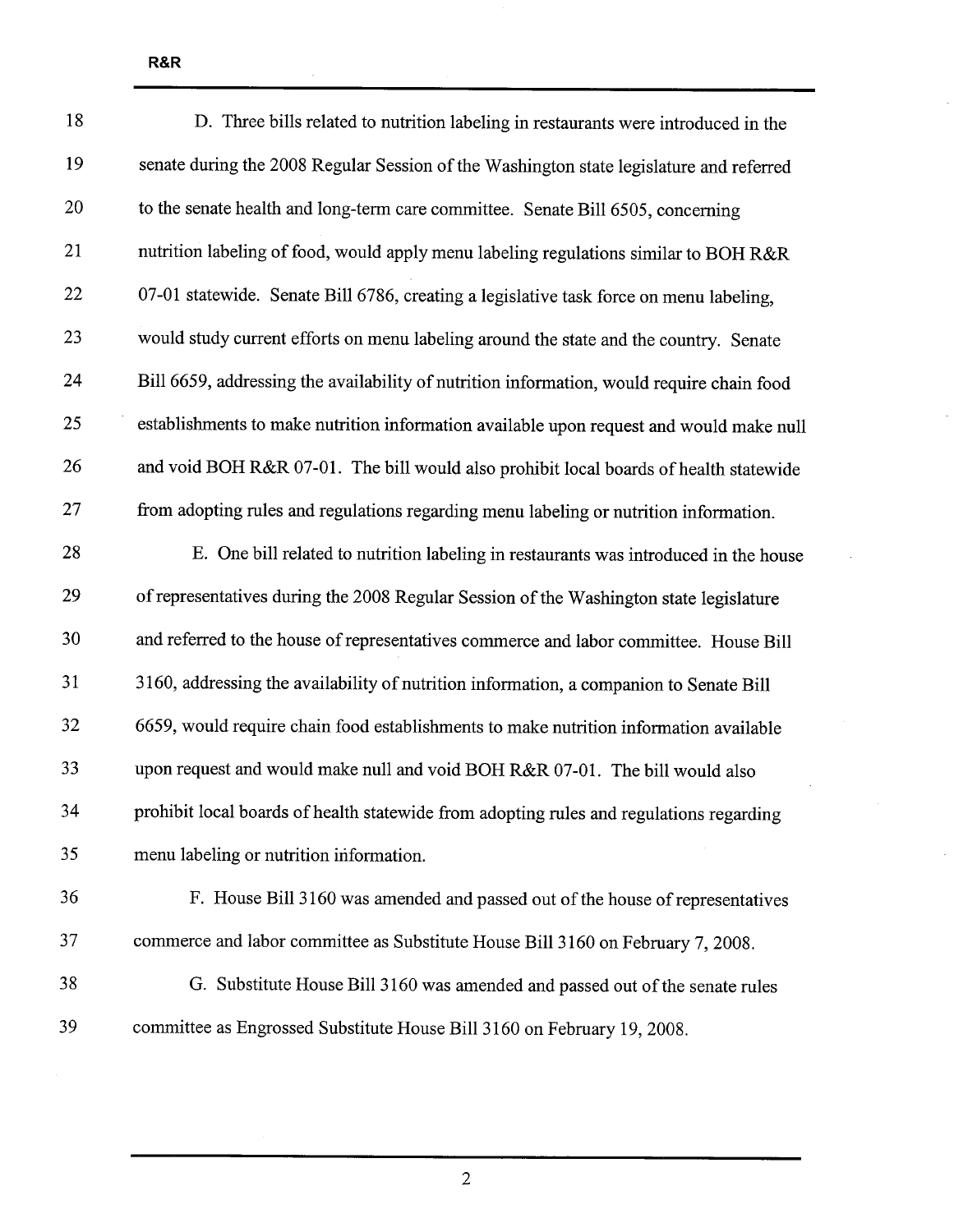D. Three bills related to nutrition labeling in restaurants were introduced in the senate during the 2008 Regular Session of the Washington state legislature and referred to the senate health and long-term care committee. Senate Bill 6505, concerning nutrition labeling of food, would apply menu labeling regulations similar to BOH R&R 07-01 statewide. Senate Bill 6786, creating a legislative task force on menu labeling, would study current efforts on menu labeling around the state and the country. Senate Bill 6659, addressing the availability of nutrition information, would require chain food establishments to make nutrition information available upon request and would make null and void BOH R&R 07-01. The bill would also prohibit local boards of health statewide from adopting rules and regulations regarding menu labeling or nutrition information.

E. One bill related to nutrition labeling in restaurants was introduced in the house of representatives during the 2008 Regular Session of the Washington state legislature and referred to the house of representatives commerce and labor committee. House Bill 3160, addressing the availability of nutrition information, a companion to Senate Bill 6659, would require chain food establishments to make nutrition information available upon request and would make null and void BOH R&R 07-01. The bill would also prohibit local boards of health statewide from adopting rules and regulations regarding menu labeling or nutrition information.

F. House Bill 3160 was amended and passed out of the house of representatives commerce and labor committee as Substitute House Bill 3160 on February 7, 2008.

G. Substitute House Bill 3160 was amended and passed out of the senate rules committee as Engrossed Substitute House Bill 3160 on February 19, 2008.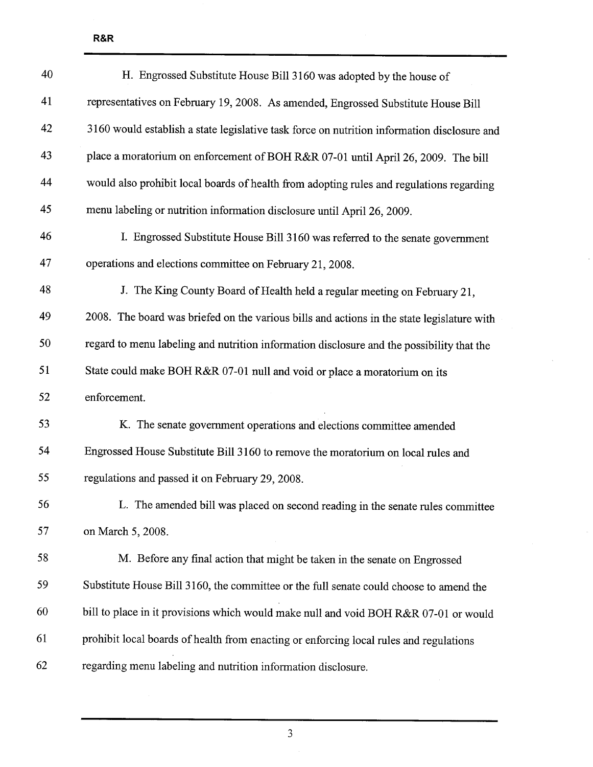H. Engrossed Substitute House Bill 3160 was adopted by the house of representatives on February 19, 2008. As amended, Engrossed Substitute House Bill 3160 would establish a state legislative task force on nutrition information disclosure and place a moratorium on enforcement of BOH R&R 07-01 until April 26, 2009. The bill would also prohibit local boards of health from adopting rules and regulations regarding menu labeling or nutrition information disclosure until April 26, 2009.

I. Engrossed Substitute House Bill 3160 was referred to the senate government operations and elections committee on February 21, 2008.

J. The King County Board of Health held a regular meeting on February 21, 2008. The board was briefed on the various bills and actions in the state legislature with regard to menu labeling and nutrition information disclosure and the possibility that the State could make BOH R&R 07-01 null and void or place a moratorium on its enforcement.

K. The senate government operations and elections committee amended Engrossed House Substitute Bill 3160 to remove the moratorium on local rules and regulations and passed it on February 29, 2008.

L. The amended bill was placed on second reading in the senate rules committee on March 5, 2008.

M. Before any final action that might be taken in the senate on Engrossed Substitute House Bill 3160, the committee or the full senate could choose to amend the bill to place in it provisions which would make null and void BOH R&R 07-01 or would prohibit local boards of health from enacting or enforcing local rules and regulations regarding menu labeling and nutrition information disclosure.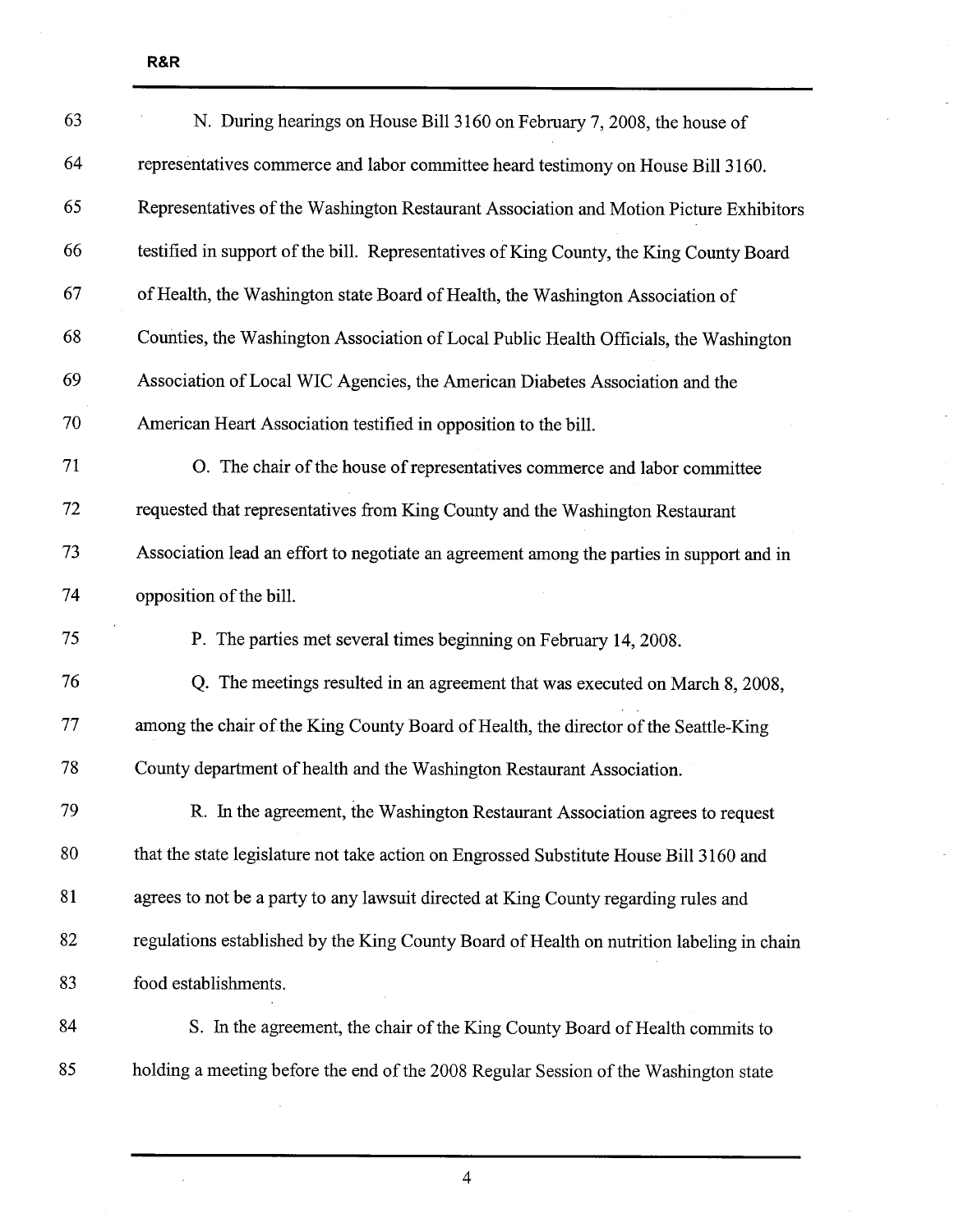N. During hearings on House Bill 3160 on February 7, 2008, the house of representatives commerce and labor committee heard testimony on House Bill 3160. Representatives of the Washington Restaurant Association and Motion Picture Exhibitors testified in support of the bill. Representatives of King County, the King County Board of Health, the Washington state Board of Health, the Washington Association of Counties, the Washington Association of Local Public Health Officials, the Washington Association of Local WIC Agencies, the American Diabetes Association and the American Heart Association testified in opposition to the bill.

O. The chair of the house of representatives commerce and labor committee requested that representatives from King County and the Washington Restaurant Association lead an effort to negotiate an agreement among the parties in support and in opposition of the bill.

P. The parties met several times beginning on February 14, 2008.

Q. The meetings resulted in an agreement that was executed on March 8, 2008, among the chair of the King County Board of Health, the director of the Seattle-King County department of health and the Washington Restaurant Association.

R. In the agreement, the Washington Restaurant Association agrees to request that the state legislature not take action on Engrossed Substitute House Bill 3160 and agrees to not be a party to any lawsuit directed at King County regarding rules and regulations established by the King County Board of Health on nutrition labeling in chain food establishments.

S. In the agreement, the chair of the King County Board of Health commits to holding a meeting before the end of the 2008 Regular Session of the Washington state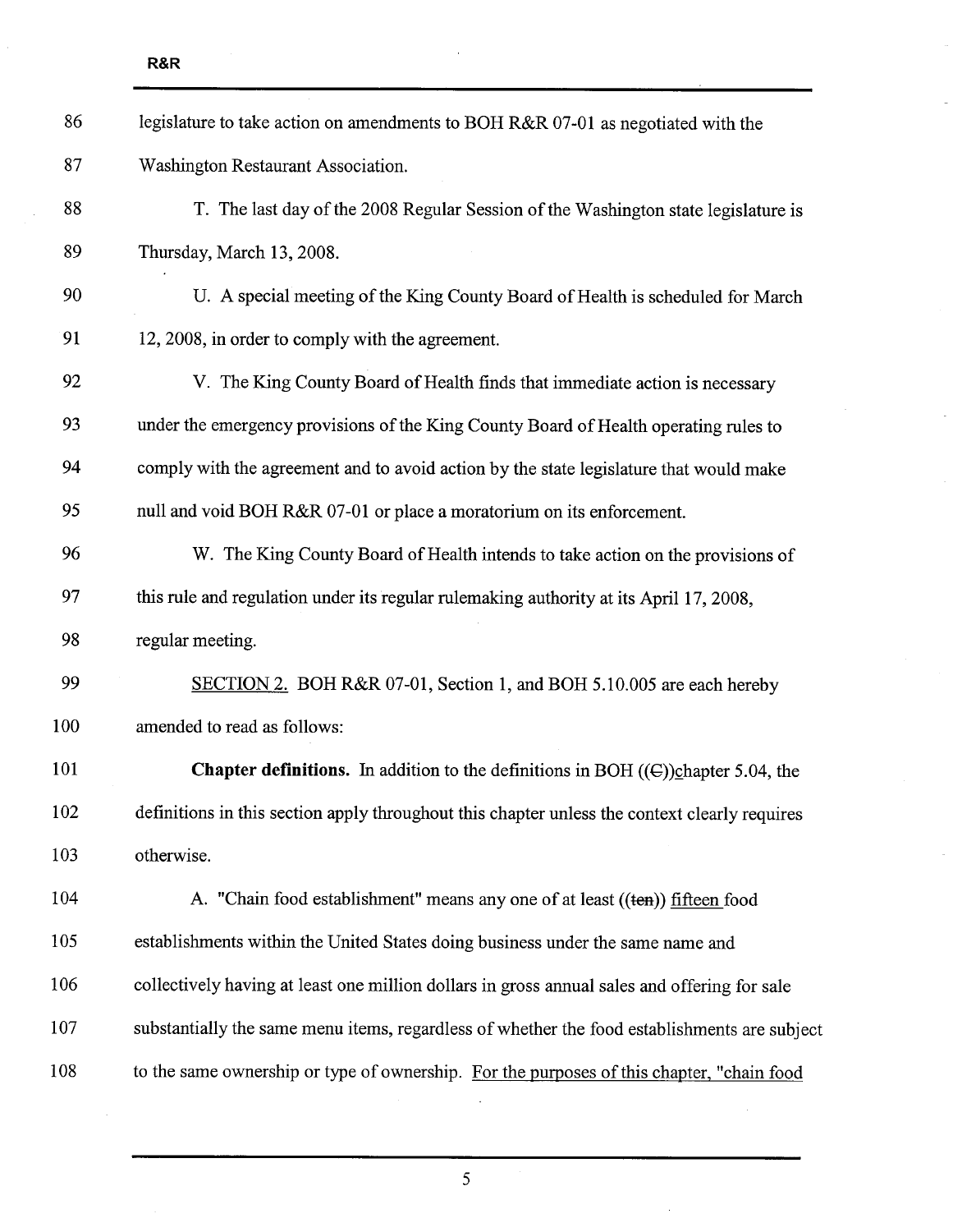legislature to take action on amendments to BOH R&R 07-01 as negotiated with the Washington Restaurant Association.

T. The last day of the 2008 Regular Session of the Washington state legislature is Thursday, March 13, 2008.

U. A special meeting of the King County Board of Health is scheduled for March 12, 2008, in order to comply with the agreement.

V. The King County Board of Health finds that immediate action is necessary under the emergency provisions of the King County Board of Health operating rules to comply with the agreement and to avoid action by the state legislature that would make null and void BOH R&R 07-01 or place a moratorium on its enforcement.

W. The King County Board of Health intends to take action on the provisions of this rule and regulation under its regular rulemaking authority at its April 17, 2008, regular meeting.

<u>SECTION 2.</u> BOH R&R 07-01, Section 1, and BOH 5.10.005 are each hereby amended to read as follows:

**Chapter definitions.** In addition to the definitions in BOH ((~~C~~))<u>c</u>hapter 5.04, the definitions in this section apply throughout this chapter unless the context clearly requires otherwise.

A. "Chain food establishment" means any one of at least ((~~ten~~)) <u>fifteen</u> food establishments within the United States doing business under the same name and collectively having at least one million dollars in gross annual sales and offering for sale substantially the same menu items, regardless of whether the food establishments are subject to the same ownership or type of ownership. <u>For the purposes of this chapter, "chain food</u>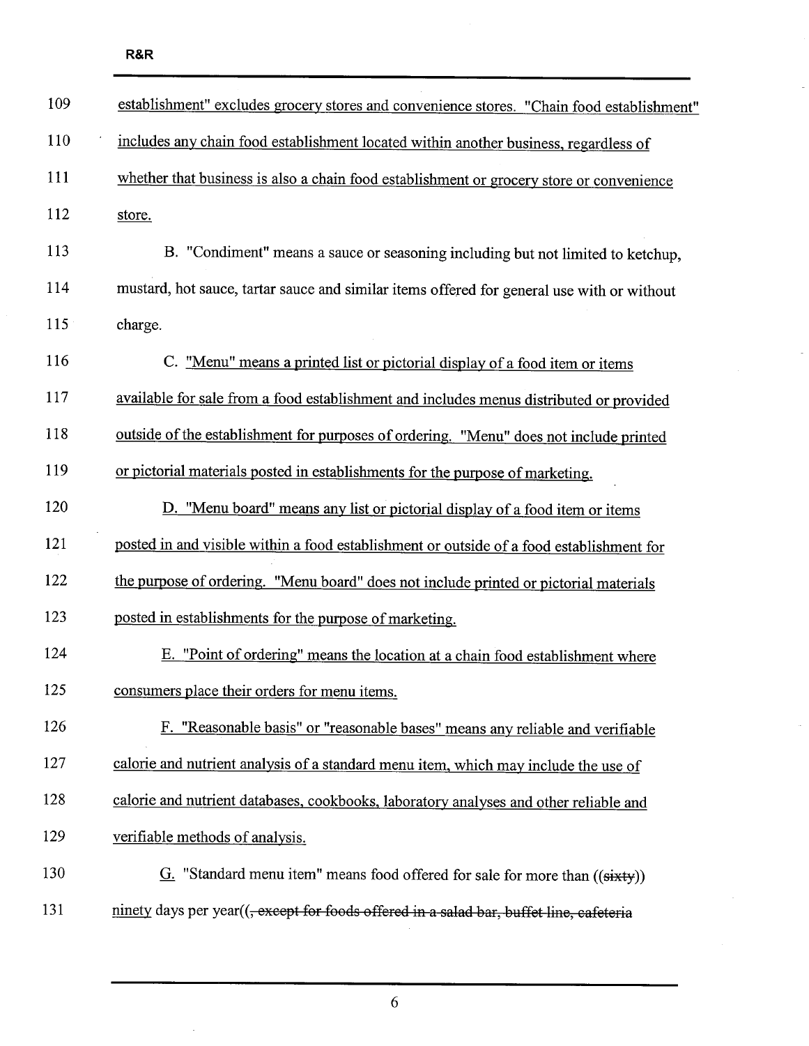<u>establishment" excludes grocery stores and convenience stores. "Chain food establishment" includes any chain food establishment located within another business, regardless of whether that business is also a chain food establishment or grocery store or convenience store.</u>

B. "Condiment" means a sauce or seasoning including but not limited to ketchup, mustard, hot sauce, tartar sauce and similar items offered for general use with or without charge.

C. <u>"Menu" means a printed list or pictorial display of a food item or items available for sale from a food establishment and includes menus distributed or provided outside of the establishment for purposes of ordering. "Menu" does not include printed or pictorial materials posted in establishments for the purpose of marketing.</u>

<u>D. "Menu board" means any list or pictorial display of a food item or items posted in and visible within a food establishment or outside of a food establishment for the purpose of ordering. "Menu board" does not include printed or pictorial materials posted in establishments for the purpose of marketing.</u>

<u>E. "Point of ordering" means the location at a chain food establishment where consumers place their orders for menu items.</u>

<u>F. "Reasonable basis" or "reasonable bases" means any reliable and verifiable calorie and nutrient analysis of a standard menu item, which may include the use of calorie and nutrient databases, cookbooks, laboratory analyses and other reliable and verifiable methods of analysis.</u>

<u>G.</u> "Standard menu item" means food offered for sale for more than ((~~sixty~~)) <u>ninety</u> days per year((~~, except for foods offered in a salad bar, buffet line, cafeteria~~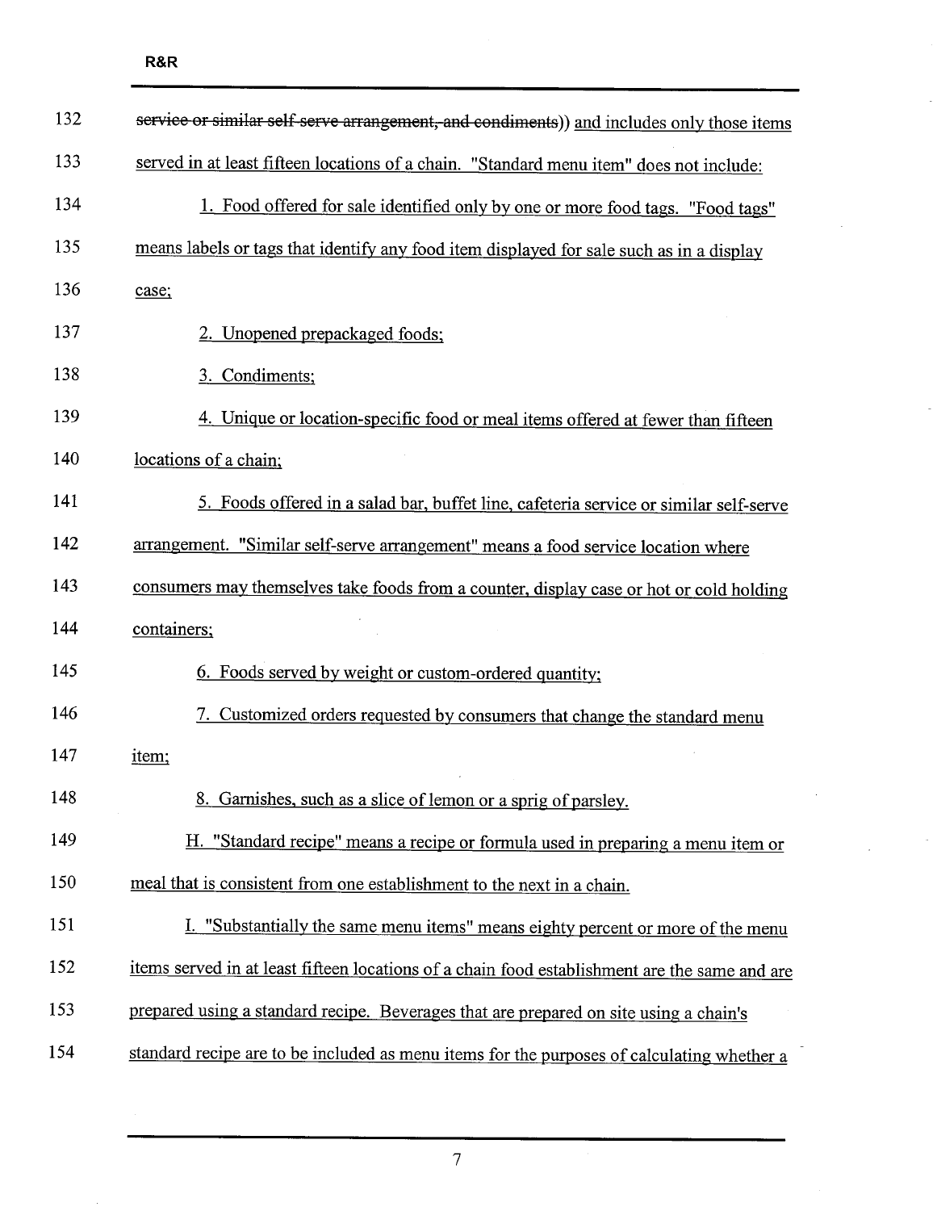~~service or similar self-serve arrangement, and condiments~~)) and includes only those items served in at least fifteen locations of a chain. "Standard menu item" does not include:

1. Food offered for sale identified only by one or more food tags. "Food tags" means labels or tags that identify any food item displayed for sale such as in a display case;

2. Unopened prepackaged foods;

3. Condiments;

4. Unique or location-specific food or meal items offered at fewer than fifteen locations of a chain;

5. Foods offered in a salad bar, buffet line, cafeteria service or similar self-serve arrangement. "Similar self-serve arrangement" means a food service location where consumers may themselves take foods from a counter, display case or hot or cold holding containers;

6. Foods served by weight or custom-ordered quantity;

7. Customized orders requested by consumers that change the standard menu item;

8. Garnishes, such as a slice of lemon or a sprig of parsley.

H. "Standard recipe" means a recipe or formula used in preparing a menu item or meal that is consistent from one establishment to the next in a chain.

I. "Substantially the same menu items" means eighty percent or more of the menu items served in at least fifteen locations of a chain food establishment are the same and are prepared using a standard recipe. Beverages that are prepared on site using a chain's standard recipe are to be included as menu items for the purposes of calculating whether a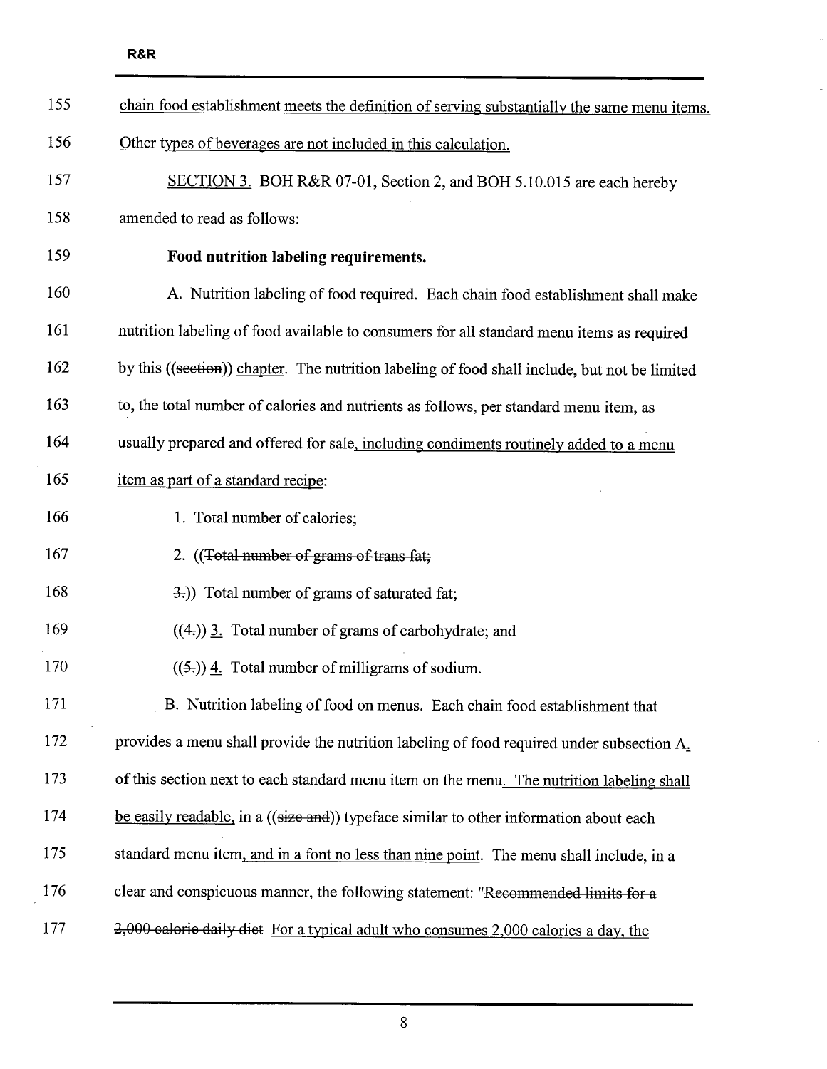chain food establishment meets the definition of serving substantially the same menu items. Other types of beverages are not included in this calculation.

SECTION 3. BOH R&R 07-01, Section 2, and BOH 5.10.015 are each hereby amended to read as follows:

**Food nutrition labeling requirements.**

A. Nutrition labeling of food required. Each chain food establishment shall make nutrition labeling of food available to consumers for all standard menu items as required by this ((~~section~~)) chapter. The nutrition labeling of food shall include, but not be limited to, the total number of calories and nutrients as follows, per standard menu item, as usually prepared and offered for sale, including condiments routinely added to a menu item as part of a standard recipe:

1. Total number of calories;

2. ((~~Total number of grams of trans fat;~~

~~3.~~)) Total number of grams of saturated fat;

((~~4.~~)) 3. Total number of grams of carbohydrate; and

((~~5.~~)) 4. Total number of milligrams of sodium.

B. Nutrition labeling of food on menus. Each chain food establishment that provides a menu shall provide the nutrition labeling of food required under subsection A. of this section next to each standard menu item on the menu. The nutrition labeling shall be easily readable, in a ((~~size and~~)) typeface similar to other information about each standard menu item, and in a font no less than nine point. The menu shall include, in a clear and conspicuous manner, the following statement: "~~Recommended limits for a 2,000 calorie daily diet~~ For a typical adult who consumes 2,000 calories a day, the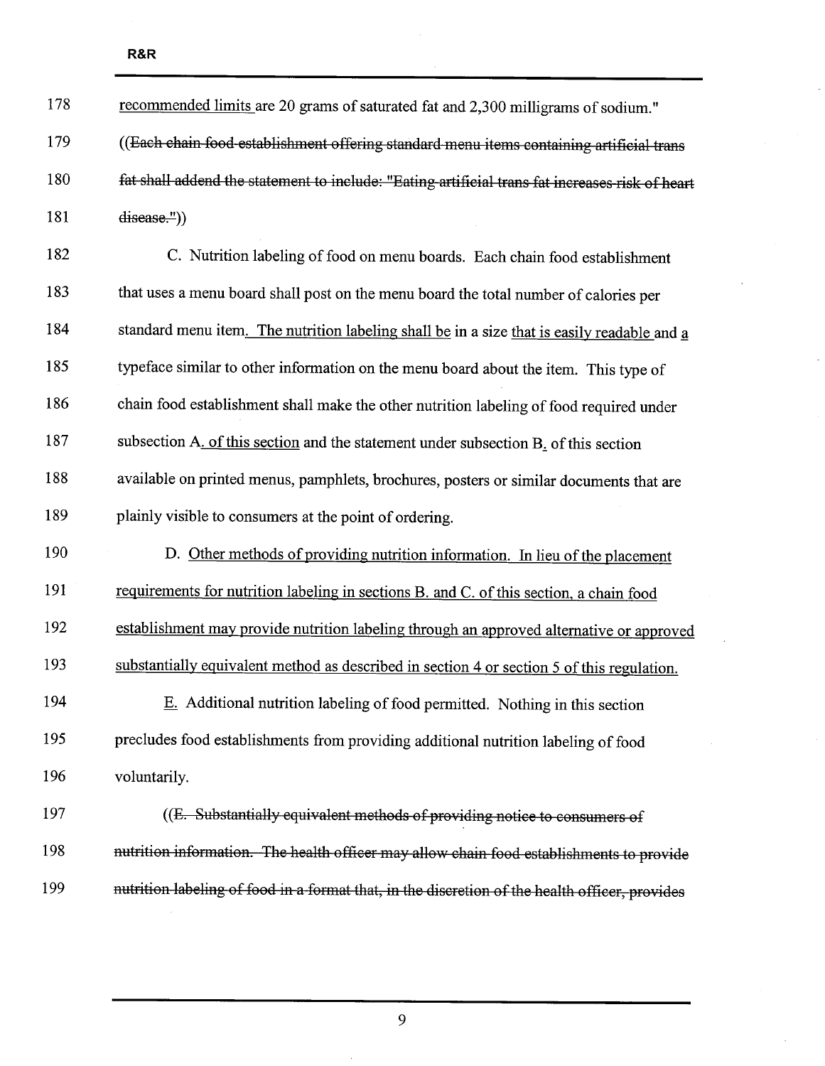recommended limits are 20 grams of saturated fat and 2,300 milligrams of sodium."

((~~Each chain food establishment offering standard menu items containing artificial trans fat shall addend the statement to include: "Eating artificial trans fat increases risk of heart disease."~~))

C. Nutrition labeling of food on menu boards. Each chain food establishment that uses a menu board shall post on the menu board the total number of calories per standard menu item. The nutrition labeling shall be in a size that is easily readable and a typeface similar to other information on the menu board about the item. This type of chain food establishment shall make the other nutrition labeling of food required under subsection A. of this section and the statement under subsection B. of this section available on printed menus, pamphlets, brochures, posters or similar documents that are plainly visible to consumers at the point of ordering.

D. Other methods of providing nutrition information. In lieu of the placement requirements for nutrition labeling in sections B. and C. of this section, a chain food establishment may provide nutrition labeling through an approved alternative or approved substantially equivalent method as described in section 4 or section 5 of this regulation.

E. Additional nutrition labeling of food permitted. Nothing in this section precludes food establishments from providing additional nutrition labeling of food voluntarily.

((~~E. Substantially equivalent methods of providing notice to consumers of nutrition information. The health officer may allow chain food establishments to provide nutrition labeling of food in a format that, in the discretion of the health officer, provides~~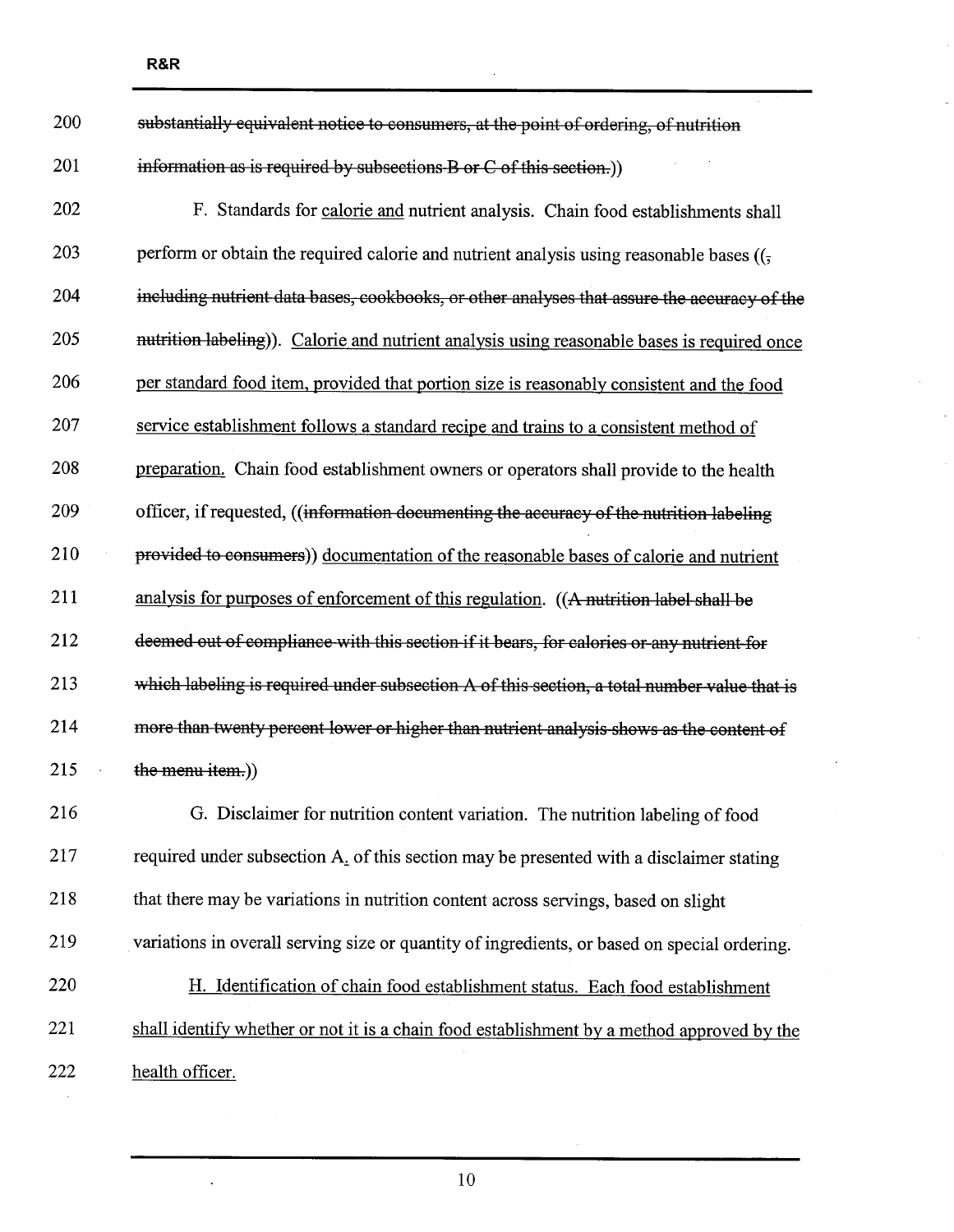~~substantially equivalent notice to consumers, at the point of ordering, of nutrition information as is required by subsections B or C of this section.~~))

F. Standards for <u>calorie and</u> nutrient analysis. Chain food establishments shall perform or obtain the required calorie and nutrient analysis using reasonable bases ((~~, including nutrient data bases, cookbooks, or other analyses that assure the accuracy of the nutrition labeling~~)). <u>Calorie and nutrient analysis using reasonable bases is required once per standard food item, provided that portion size is reasonably consistent and the food service establishment follows a standard recipe and trains to a consistent method of preparation.</u> Chain food establishment owners or operators shall provide to the health officer, if requested, ((~~information documenting the accuracy of the nutrition labeling provided to consumers~~)) <u>documentation of the reasonable bases of calorie and nutrient analysis for purposes of enforcement of this regulation</u>. ((~~A nutrition label shall be deemed out of compliance with this section if it bears, for calories or any nutrient for which labeling is required under subsection A of this section, a total number value that is more than twenty percent lower or higher than nutrient analysis shows as the content of the menu item.~~))

G. Disclaimer for nutrition content variation. The nutrition labeling of food required under subsection A<u>.</u> of this section may be presented with a disclaimer stating that there may be variations in nutrition content across servings, based on slight variations in overall serving size or quantity of ingredients, or based on special ordering.

<u>H. Identification of chain food establishment status. Each food establishment shall identify whether or not it is a chain food establishment by a method approved by the health officer.</u>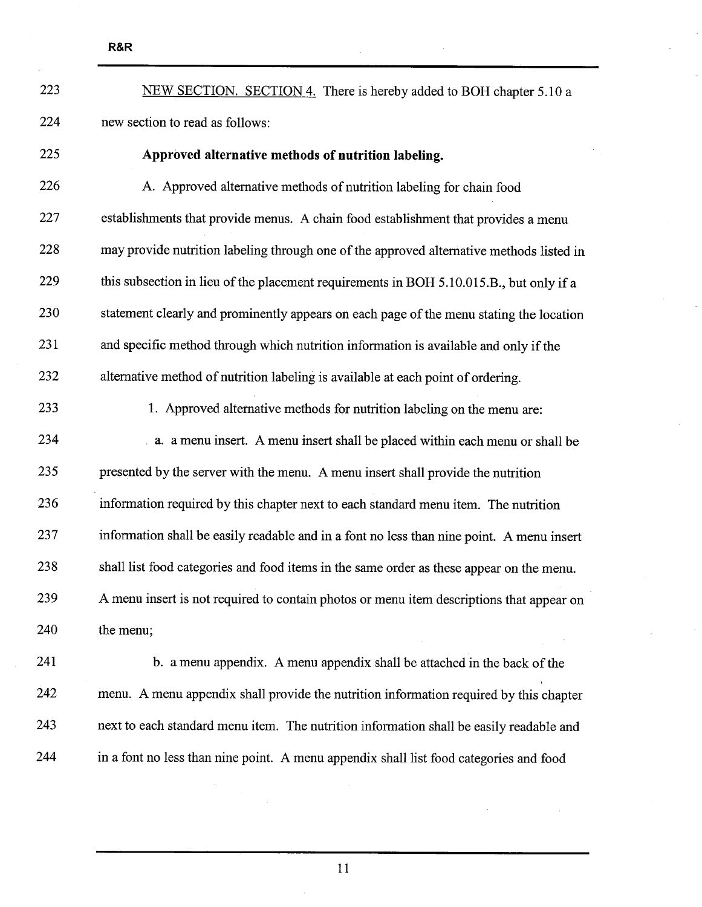NEW SECTION. SECTION 4. There is hereby added to BOH chapter 5.10 a new section to read as follows:

**Approved alternative methods of nutrition labeling.**

A. Approved alternative methods of nutrition labeling for chain food establishments that provide menus. A chain food establishment that provides a menu may provide nutrition labeling through one of the approved alternative methods listed in this subsection in lieu of the placement requirements in BOH 5.10.015.B., but only if a statement clearly and prominently appears on each page of the menu stating the location and specific method through which nutrition information is available and only if the alternative method of nutrition labeling is available at each point of ordering.

1. Approved alternative methods for nutrition labeling on the menu are:

a. a menu insert. A menu insert shall be placed within each menu or shall be presented by the server with the menu. A menu insert shall provide the nutrition information required by this chapter next to each standard menu item. The nutrition information shall be easily readable and in a font no less than nine point. A menu insert shall list food categories and food items in the same order as these appear on the menu. A menu insert is not required to contain photos or menu item descriptions that appear on the menu;

b. a menu appendix. A menu appendix shall be attached in the back of the menu. A menu appendix shall provide the nutrition information required by this chapter next to each standard menu item. The nutrition information shall be easily readable and in a font no less than nine point. A menu appendix shall list food categories and food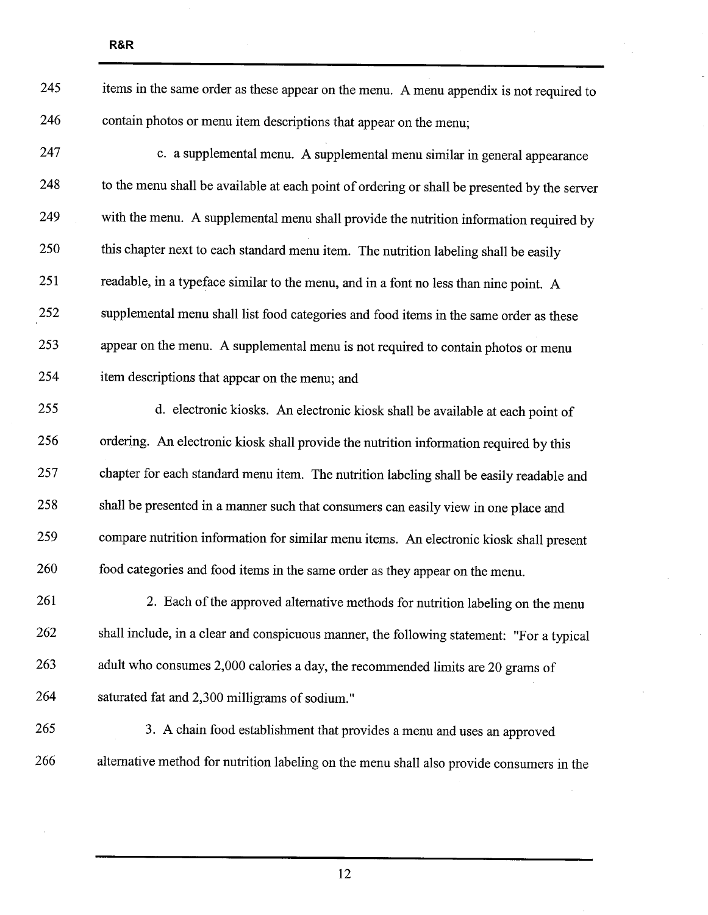items in the same order as these appear on the menu. A menu appendix is not required to contain photos or menu item descriptions that appear on the menu;

c. a supplemental menu. A supplemental menu similar in general appearance to the menu shall be available at each point of ordering or shall be presented by the server with the menu. A supplemental menu shall provide the nutrition information required by this chapter next to each standard menu item. The nutrition labeling shall be easily readable, in a typeface similar to the menu, and in a font no less than nine point. A supplemental menu shall list food categories and food items in the same order as these appear on the menu. A supplemental menu is not required to contain photos or menu item descriptions that appear on the menu; and

d. electronic kiosks. An electronic kiosk shall be available at each point of ordering. An electronic kiosk shall provide the nutrition information required by this chapter for each standard menu item. The nutrition labeling shall be easily readable and shall be presented in a manner such that consumers can easily view in one place and compare nutrition information for similar menu items. An electronic kiosk shall present food categories and food items in the same order as they appear on the menu.

2. Each of the approved alternative methods for nutrition labeling on the menu shall include, in a clear and conspicuous manner, the following statement: "For a typical adult who consumes 2,000 calories a day, the recommended limits are 20 grams of saturated fat and 2,300 milligrams of sodium."

3. A chain food establishment that provides a menu and uses an approved alternative method for nutrition labeling on the menu shall also provide consumers in the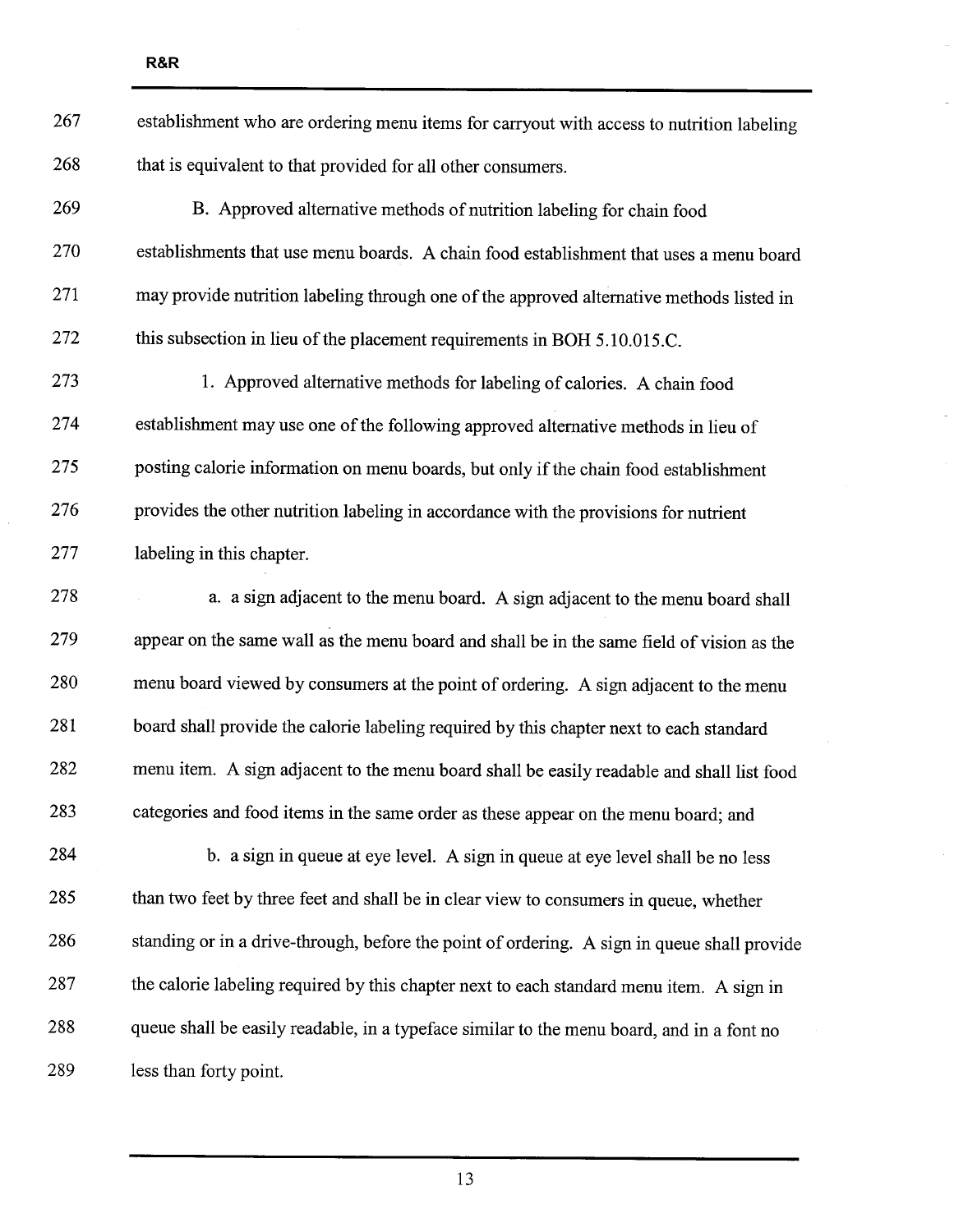establishment who are ordering menu items for carryout with access to nutrition labeling that is equivalent to that provided for all other consumers.

B. Approved alternative methods of nutrition labeling for chain food establishments that use menu boards. A chain food establishment that uses a menu board may provide nutrition labeling through one of the approved alternative methods listed in this subsection in lieu of the placement requirements in BOH 5.10.015.C.

1. Approved alternative methods for labeling of calories. A chain food establishment may use one of the following approved alternative methods in lieu of posting calorie information on menu boards, but only if the chain food establishment provides the other nutrition labeling in accordance with the provisions for nutrient labeling in this chapter.

a. a sign adjacent to the menu board. A sign adjacent to the menu board shall appear on the same wall as the menu board and shall be in the same field of vision as the menu board viewed by consumers at the point of ordering. A sign adjacent to the menu board shall provide the calorie labeling required by this chapter next to each standard menu item. A sign adjacent to the menu board shall be easily readable and shall list food categories and food items in the same order as these appear on the menu board; and

b. a sign in queue at eye level. A sign in queue at eye level shall be no less than two feet by three feet and shall be in clear view to consumers in queue, whether standing or in a drive-through, before the point of ordering. A sign in queue shall provide the calorie labeling required by this chapter next to each standard menu item. A sign in queue shall be easily readable, in a typeface similar to the menu board, and in a font no less than forty point.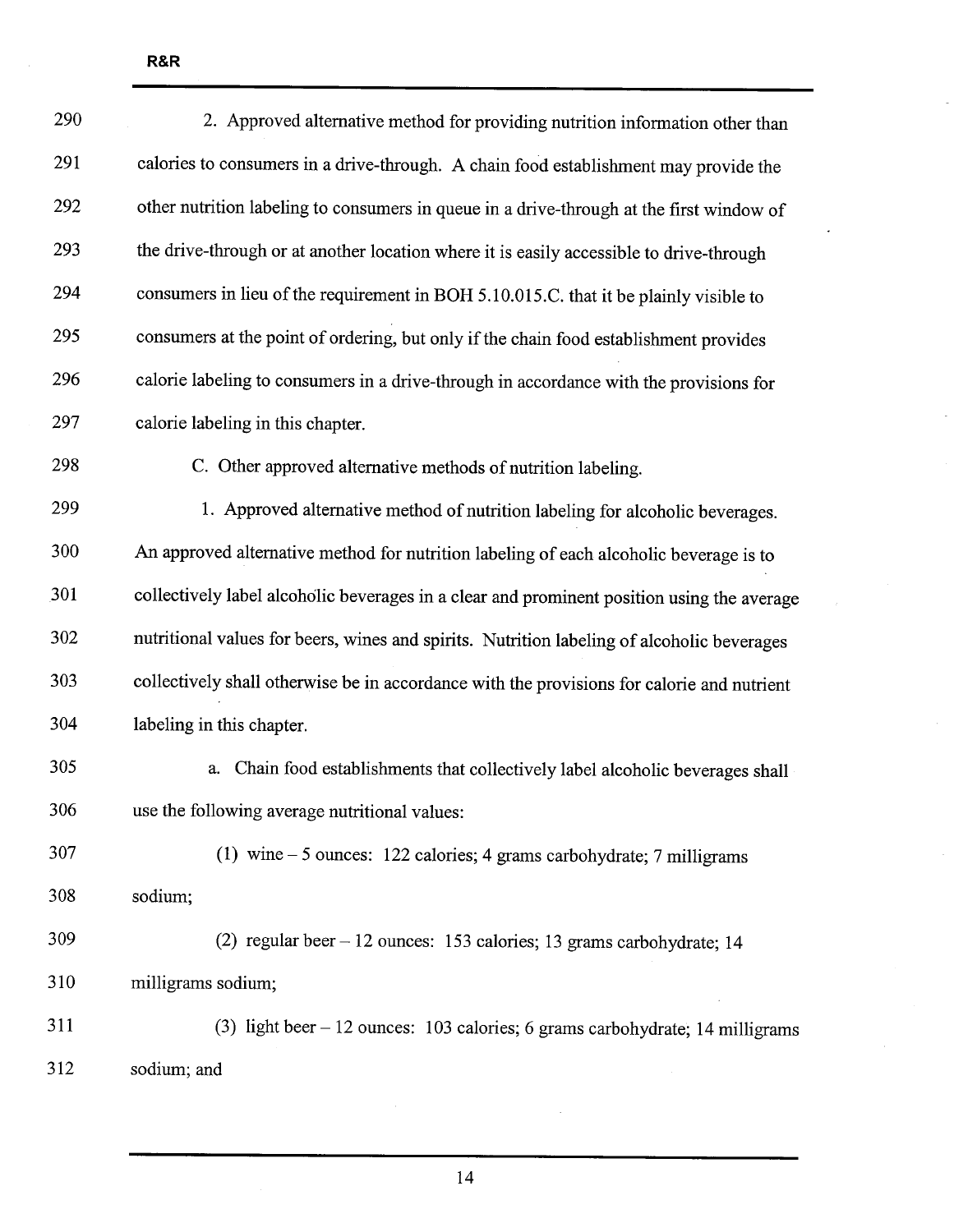2. Approved alternative method for providing nutrition information other than calories to consumers in a drive-through. A chain food establishment may provide the other nutrition labeling to consumers in queue in a drive-through at the first window of the drive-through or at another location where it is easily accessible to drive-through consumers in lieu of the requirement in BOH 5.10.015.C. that it be plainly visible to consumers at the point of ordering, but only if the chain food establishment provides calorie labeling to consumers in a drive-through in accordance with the provisions for calorie labeling in this chapter.

C. Other approved alternative methods of nutrition labeling.

1. Approved alternative method of nutrition labeling for alcoholic beverages. An approved alternative method for nutrition labeling of each alcoholic beverage is to collectively label alcoholic beverages in a clear and prominent position using the average nutritional values for beers, wines and spirits. Nutrition labeling of alcoholic beverages collectively shall otherwise be in accordance with the provisions for calorie and nutrient labeling in this chapter.

a. Chain food establishments that collectively label alcoholic beverages shall use the following average nutritional values:

(1) wine – 5 ounces: 122 calories; 4 grams carbohydrate; 7 milligrams sodium;

(2) regular beer – 12 ounces: 153 calories; 13 grams carbohydrate; 14 milligrams sodium;

(3) light beer – 12 ounces: 103 calories; 6 grams carbohydrate; 14 milligrams sodium; and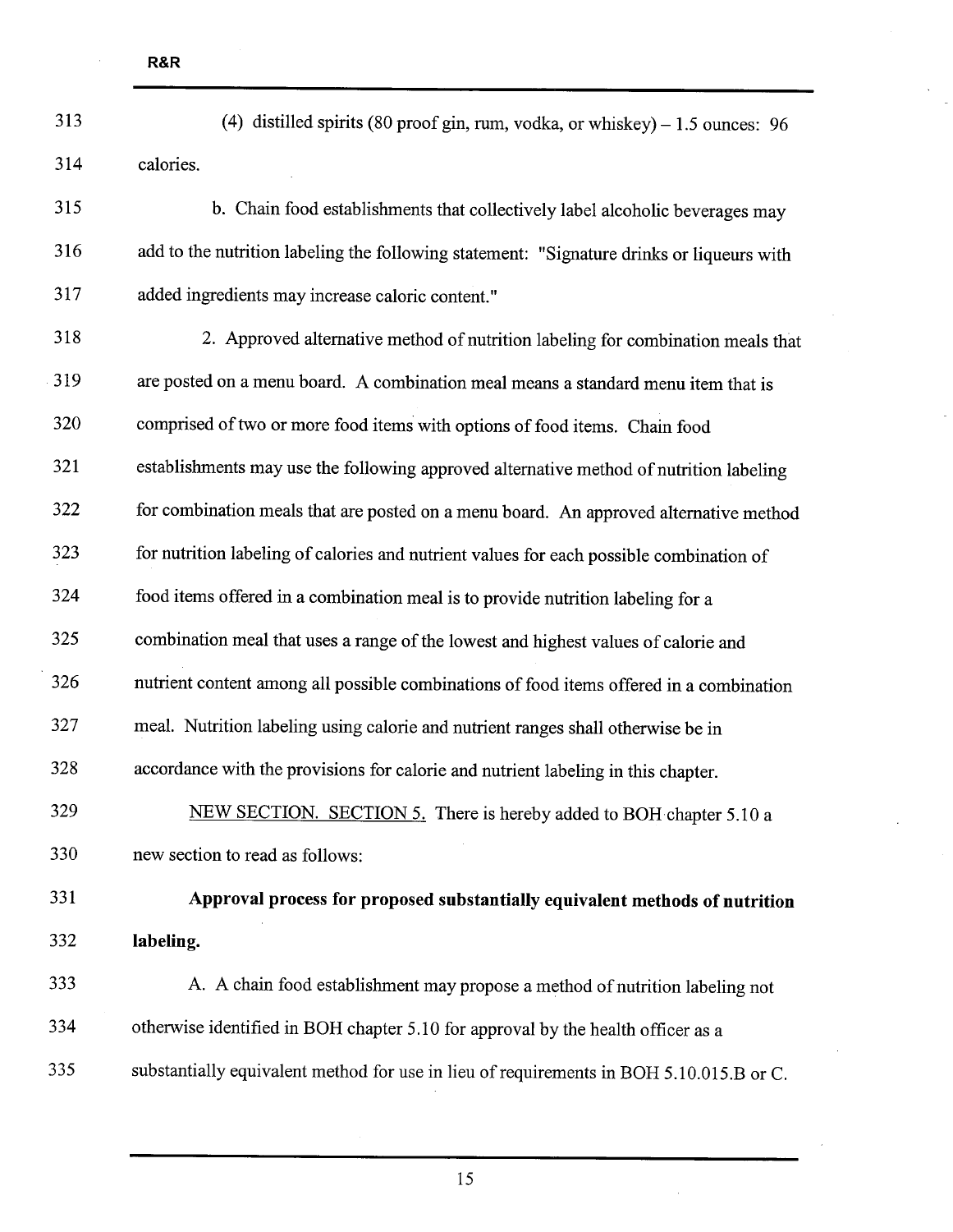(4) distilled spirits (80 proof gin, rum, vodka, or whiskey) – 1.5 ounces: 96 calories.

b. Chain food establishments that collectively label alcoholic beverages may add to the nutrition labeling the following statement: "Signature drinks or liqueurs with added ingredients may increase caloric content."

2. Approved alternative method of nutrition labeling for combination meals that are posted on a menu board. A combination meal means a standard menu item that is comprised of two or more food items with options of food items. Chain food establishments may use the following approved alternative method of nutrition labeling for combination meals that are posted on a menu board. An approved alternative method for nutrition labeling of calories and nutrient values for each possible combination of food items offered in a combination meal is to provide nutrition labeling for a combination meal that uses a range of the lowest and highest values of calorie and nutrient content among all possible combinations of food items offered in a combination meal. Nutrition labeling using calorie and nutrient ranges shall otherwise be in accordance with the provisions for calorie and nutrient labeling in this chapter.

NEW SECTION. SECTION 5. There is hereby added to BOH chapter 5.10 a new section to read as follows:

**Approval process for proposed substantially equivalent methods of nutrition labeling.**

A. A chain food establishment may propose a method of nutrition labeling not otherwise identified in BOH chapter 5.10 for approval by the health officer as a substantially equivalent method for use in lieu of requirements in BOH 5.10.015.B or C.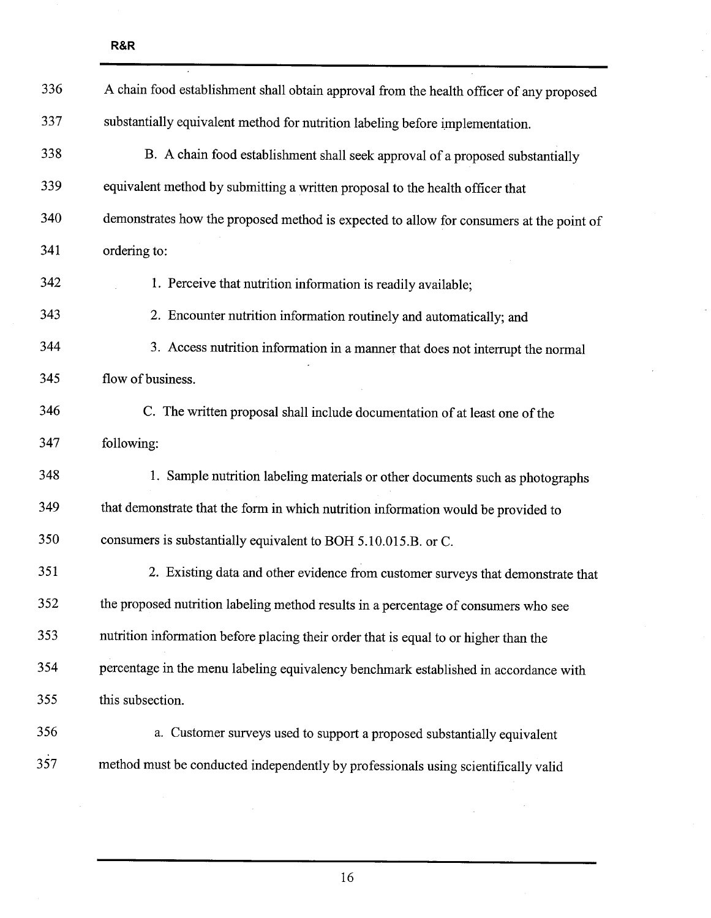A chain food establishment shall obtain approval from the health officer of any proposed substantially equivalent method for nutrition labeling before implementation.

B. A chain food establishment shall seek approval of a proposed substantially equivalent method by submitting a written proposal to the health officer that demonstrates how the proposed method is expected to allow for consumers at the point of ordering to:

1. Perceive that nutrition information is readily available;

2. Encounter nutrition information routinely and automatically; and

3. Access nutrition information in a manner that does not interrupt the normal flow of business.

C. The written proposal shall include documentation of at least one of the following:

1. Sample nutrition labeling materials or other documents such as photographs that demonstrate that the form in which nutrition information would be provided to consumers is substantially equivalent to BOH 5.10.015.B. or C.

2. Existing data and other evidence from customer surveys that demonstrate that the proposed nutrition labeling method results in a percentage of consumers who see nutrition information before placing their order that is equal to or higher than the percentage in the menu labeling equivalency benchmark established in accordance with this subsection.

a. Customer surveys used to support a proposed substantially equivalent method must be conducted independently by professionals using scientifically valid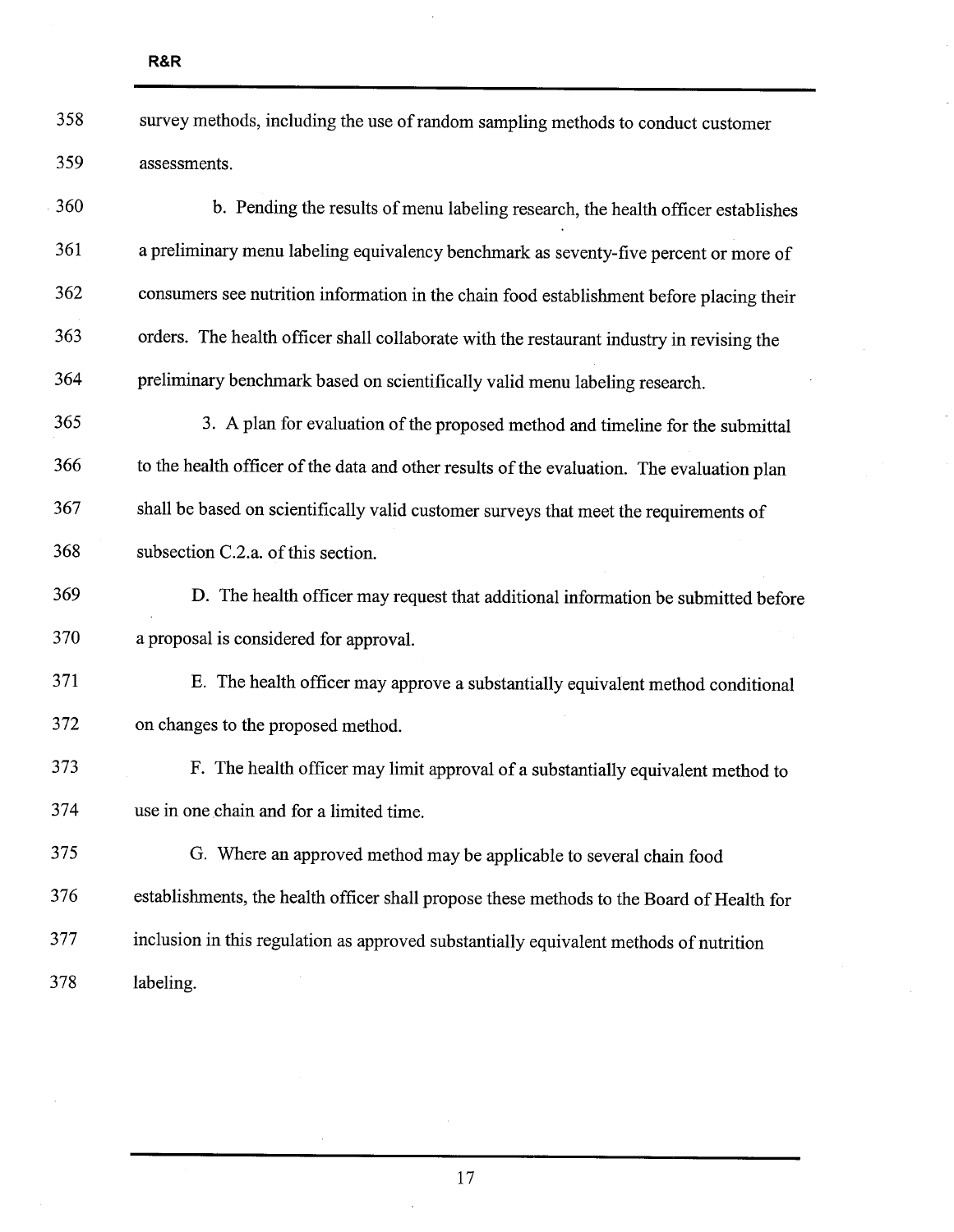survey methods, including the use of random sampling methods to conduct customer assessments.

b. Pending the results of menu labeling research, the health officer establishes a preliminary menu labeling equivalency benchmark as seventy-five percent or more of consumers see nutrition information in the chain food establishment before placing their orders. The health officer shall collaborate with the restaurant industry in revising the preliminary benchmark based on scientifically valid menu labeling research.

3. A plan for evaluation of the proposed method and timeline for the submittal to the health officer of the data and other results of the evaluation. The evaluation plan shall be based on scientifically valid customer surveys that meet the requirements of subsection C.2.a. of this section.

D. The health officer may request that additional information be submitted before a proposal is considered for approval.

E. The health officer may approve a substantially equivalent method conditional on changes to the proposed method.

F. The health officer may limit approval of a substantially equivalent method to use in one chain and for a limited time.

G. Where an approved method may be applicable to several chain food establishments, the health officer shall propose these methods to the Board of Health for inclusion in this regulation as approved substantially equivalent methods of nutrition labeling.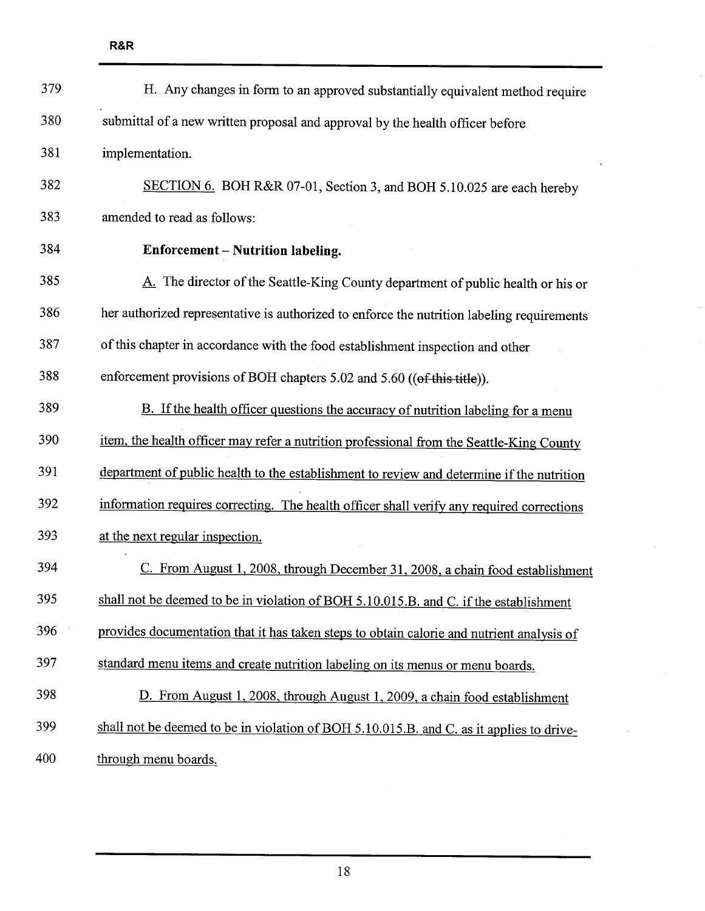H. Any changes in form to an approved substantially equivalent method require submittal of a new written proposal and approval by the health officer before implementation.

SECTION 6. BOH R&R 07-01, Section 3, and BOH 5.10.025 are each hereby amended to read as follows:

**Enforcement – Nutrition labeling.**

A. The director of the Seattle-King County department of public health or his or her authorized representative is authorized to enforce the nutrition labeling requirements of this chapter in accordance with the food establishment inspection and other enforcement provisions of BOH chapters 5.02 and 5.60 ((~~of this title~~)).

B. If the health officer questions the accuracy of nutrition labeling for a menu item, the health officer may refer a nutrition professional from the Seattle-King County department of public health to the establishment to review and determine if the nutrition information requires correcting. The health officer shall verify any required corrections at the next regular inspection.

C. From August 1, 2008, through December 31, 2008, a chain food establishment shall not be deemed to be in violation of BOH 5.10.015.B. and C. if the establishment provides documentation that it has taken steps to obtain calorie and nutrient analysis of standard menu items and create nutrition labeling on its menus or menu boards.

D. From August 1, 2008, through August 1, 2009, a chain food establishment shall not be deemed to be in violation of BOH 5.10.015.B. and C. as it applies to drive-through menu boards.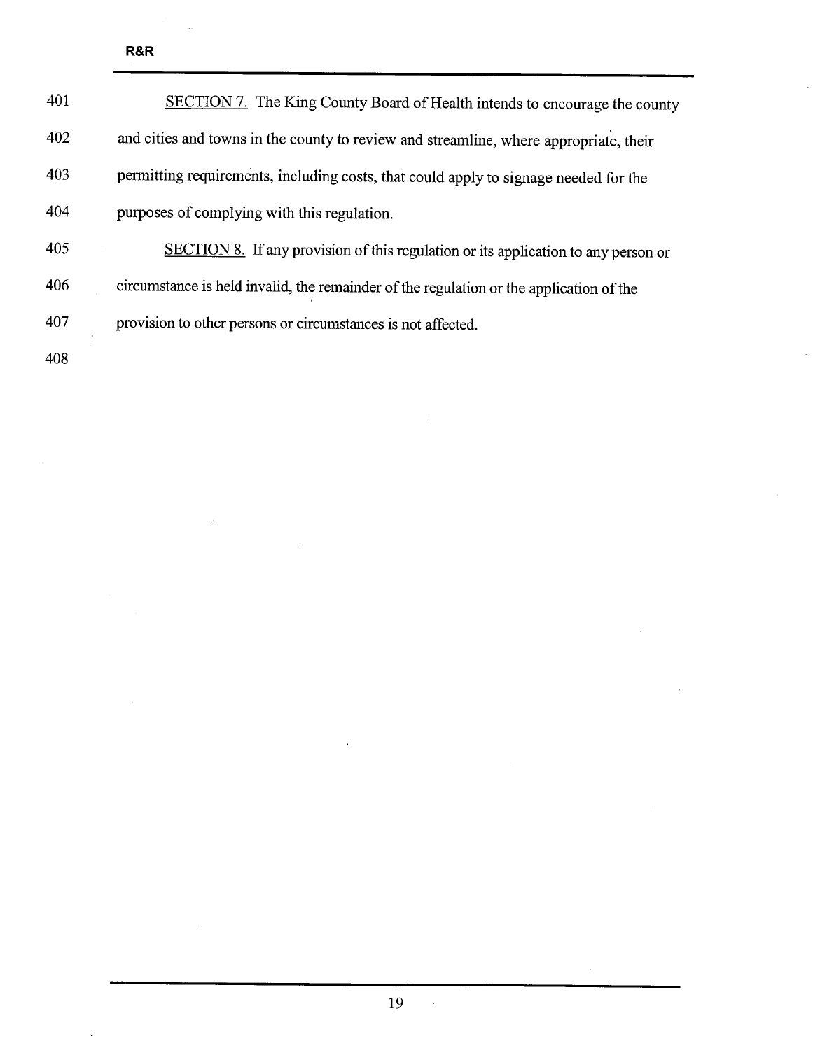SECTION 7. The King County Board of Health intends to encourage the county and cities and towns in the county to review and streamline, where appropriate, their permitting requirements, including costs, that could apply to signage needed for the purposes of complying with this regulation.

SECTION 8. If any provision of this regulation or its application to any person or circumstance is held invalid, the remainder of the regulation or the application of the provision to other persons or circumstances is not affected.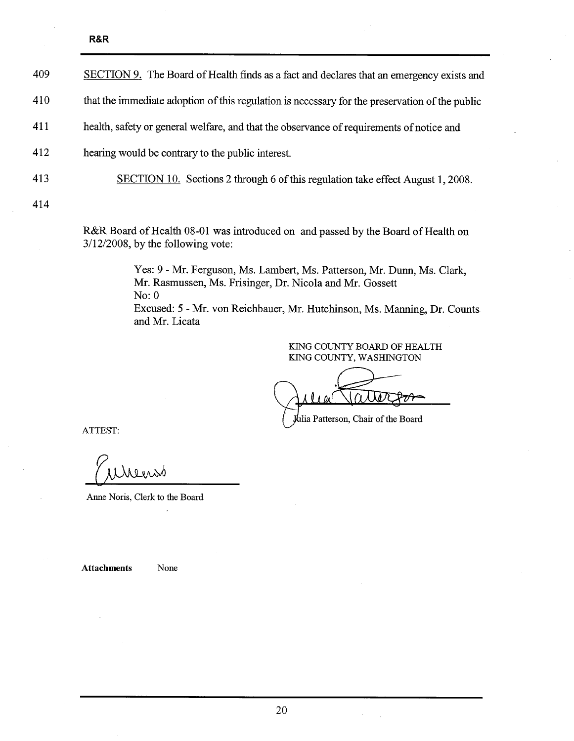409 SECTION 9. The Board of Health finds as a fact and declares that an emergency exists and

410 that the immediate adoption of this regulation is necessary for the preservation of the public

411 health, safety or general welfare, and that the observance of requirements of notice and

412 hearing would be contrary to the public interest.

413 SECTION 10. Sections 2 through 6 of this regulation take effect August 1, 2008.

414

R&R Board of Health 08-01 was introduced on and passed by the Board of Health on 3/12/2008, by the following vote:

> Yes: 9 - Mr. Ferguson, Ms. Lambert, Ms. Patterson, Mr. Dunn, Ms. Clark, Mr. Rasmussen, Ms. Frisinger, Dr. Nicola and Mr. Gossett
> No: 0
> Excused: 5 - Mr. von Reichbauer, Mr. Hutchinson, Ms. Manning, Dr. Counts and Mr. Licata

KING COUNTY BOARD OF HEALTH
KING COUNTY, WASHINGTON

Julia Patterson, Chair of the Board

ATTEST:

Anne Noris, Clerk to the Board

**Attachments** None